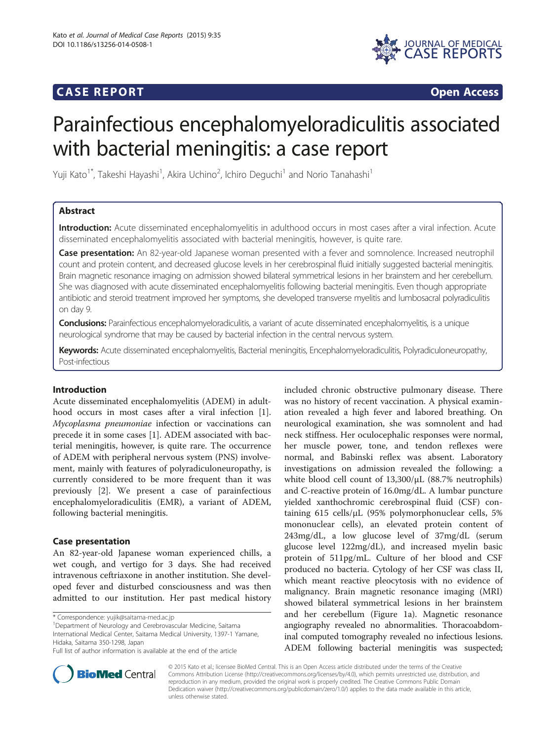# CASE REPORT

**Open Access**

# Parainfectious encephalomyeloradiculitis associated with bacterial meningitis: a case report

Yuji Kato[1*], Takeshi Hayashi[1], Akira Uchino[2], Ichiro Deguchi[1] and Norio Tanahashi[1]

## Abstract

**Introduction:** Acute disseminated encephalomyelitis in adulthood occurs in most cases after a viral infection. Acute disseminated encephalomyelitis associated with bacterial meningitis, however, is quite rare.

**Case presentation:** An 82-year-old Japanese woman presented with a fever and somnolence. Increased neutrophil count and protein content, and decreased glucose levels in her cerebrospinal fluid initially suggested bacterial meningitis. Brain magnetic resonance imaging on admission showed bilateral symmetrical lesions in her brainstem and her cerebellum. She was diagnosed with acute disseminated encephalomyelitis following bacterial meningitis. Even though appropriate antibiotic and steroid treatment improved her symptoms, she developed transverse myelitis and lumbosacral polyradiculitis on day 9.

**Conclusions:** Parainfectious encephalomyeloradiculitis, a variant of acute disseminated encephalomyelitis, is a unique neurological syndrome that may be caused by bacterial infection in the central nervous system.

**Keywords:** Acute disseminated encephalomyelitis, Bacterial meningitis, Encephalomyeloradiculitis, Polyradiculoneuropathy, Post-infectious

## Introduction

Acute disseminated encephalomyelitis (ADEM) in adulthood occurs in most cases after a viral infection [1]. *Mycoplasma pneumoniae* infection or vaccinations can precede it in some cases [1]. ADEM associated with bacterial meningitis, however, is quite rare. The occurrence of ADEM with peripheral nervous system (PNS) involvement, mainly with features of polyradiculoneuropathy, is currently considered to be more frequent than it was previously [2]. We present a case of parainfectious encephalomyeloradiculitis (EMR), a variant of ADEM, following bacterial meningitis.

## Case presentation

An 82-year-old Japanese woman experienced chills, a wet cough, and vertigo for 3 days. She had received intravenous ceftriaxone in another institution. She developed fever and disturbed consciousness and was then admitted to our institution. Her past medical history included chronic obstructive pulmonary disease. There was no history of recent vaccination. A physical examination revealed a high fever and labored breathing. On neurological examination, she was somnolent and had neck stiffness. Her oculocephalic responses were normal, her muscle power, tone, and tendon reflexes were normal, and Babinski reflex was absent. Laboratory investigations on admission revealed the following: a white blood cell count of 13,300/μL (88.7% neutrophils) and C-reactive protein of 16.0mg/dL. A lumbar puncture yielded xanthochromic cerebrospinal fluid (CSF) containing 615 cells/μL (95% polymorphonuclear cells, 5% mononuclear cells), an elevated protein content of 243mg/dL, a low glucose level of 37mg/dL (serum glucose level 122mg/dL), and increased myelin basic protein of 511pg/mL. Culture of her blood and CSF produced no bacteria. Cytology of her CSF was class II, which meant reactive pleocytosis with no evidence of malignancy. Brain magnetic resonance imaging (MRI) showed bilateral symmetrical lesions in her brainstem and her cerebellum (Figure 1a). Magnetic resonance angiography revealed no abnormalities. Thoracoabdominal computed tomography revealed no infectious lesions. ADEM following bacterial meningitis was suspected;

\* Correspondence: yujik@saitama-med.ac.jp
[1]Department of Neurology and Cerebrovascular Medicine, Saitama International Medical Center, Saitama Medical University, 1397-1 Yamane, Hidaka, Saitama 350-1298, Japan
Full list of author information is available at the end of the article

© 2015 Kato et al.; licensee BioMed Central. This is an Open Access article distributed under the terms of the Creative Commons Attribution License (http://creativecommons.org/licenses/by/4.0), which permits unrestricted use, distribution, and reproduction in any medium, provided the original work is properly credited. The Creative Commons Public Domain Dedication waiver (http://creativecommons.org/publicdomain/zero/1.0/) applies to the data made available in this article, unless otherwise stated.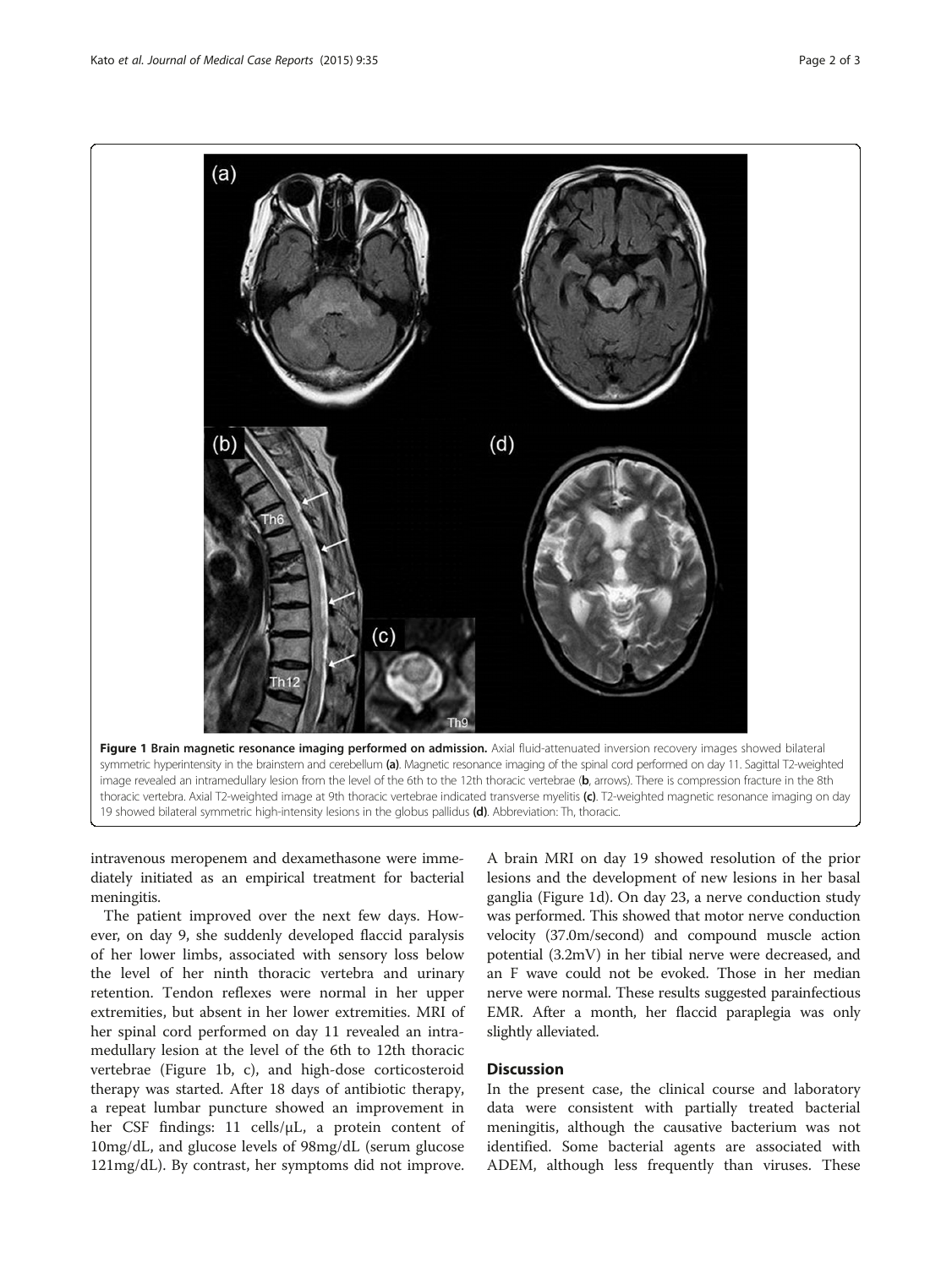Figure 1 **Brain magnetic resonance imaging performed on admission.** Axial fluid-attenuated inversion recovery images showed bilateral symmetric hyperintensity in the brainstem and cerebellum **(a)**. Magnetic resonance imaging of the spinal cord performed on day 11. Sagittal T2-weighted image revealed an intramedullary lesion from the level of the 6th to the 12th thoracic vertebrae (**b**, arrows). There is compression fracture in the 8th thoracic vertebra. Axial T2-weighted image at 9th thoracic vertebrae indicated transverse myelitis **(c)**. T2-weighted magnetic resonance imaging on day 19 showed bilateral symmetric high-intensity lesions in the globus pallidus **(d)**. Abbreviation: Th, thoracic.

intravenous meropenem and dexamethasone were immediately initiated as an empirical treatment for bacterial meningitis.

The patient improved over the next few days. However, on day 9, she suddenly developed flaccid paralysis of her lower limbs, associated with sensory loss below the level of her ninth thoracic vertebra and urinary retention. Tendon reflexes were normal in her upper extremities, but absent in her lower extremities. MRI of her spinal cord performed on day 11 revealed an intramedullary lesion at the level of the 6th to 12th thoracic vertebrae (Figure 1b, c), and high-dose corticosteroid therapy was started. After 18 days of antibiotic therapy, a repeat lumbar puncture showed an improvement in her CSF findings: 11 cells/μL, a protein content of 10mg/dL, and glucose levels of 98mg/dL (serum glucose 121mg/dL). By contrast, her symptoms did not improve. A brain MRI on day 19 showed resolution of the prior lesions and the development of new lesions in her basal ganglia (Figure 1d). On day 23, a nerve conduction study was performed. This showed that motor nerve conduction velocity (37.0m/second) and compound muscle action potential (3.2mV) in her tibial nerve were decreased, and an F wave could not be evoked. Those in her median nerve were normal. These results suggested parainfectious EMR. After a month, her flaccid paraplegia was only slightly alleviated.

## Discussion

In the present case, the clinical course and laboratory data were consistent with partially treated bacterial meningitis, although the causative bacterium was not identified. Some bacterial agents are associated with ADEM, although less frequently than viruses. These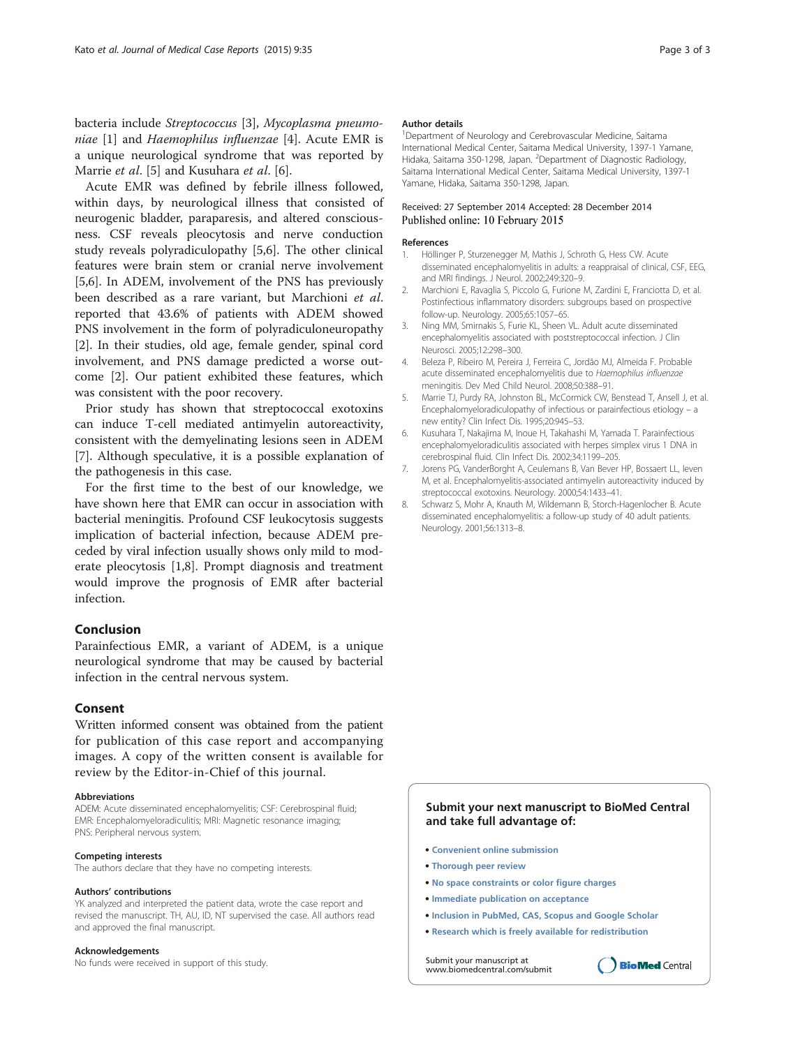bacteria include *Streptococcus* [3], *Mycoplasma pneumoniae* [1] and *Haemophilus influenzae* [4]. Acute EMR is a unique neurological syndrome that was reported by Marrie *et al*. [5] and Kusuhara *et al*. [6].

Acute EMR was defined by febrile illness followed, within days, by neurological illness that consisted of neurogenic bladder, paraparesis, and altered consciousness. CSF reveals pleocytosis and nerve conduction study reveals polyradiculopathy [5,6]. The other clinical features were brain stem or cranial nerve involvement [5,6]. In ADEM, involvement of the PNS has previously been described as a rare variant, but Marchioni *et al*. reported that 43.6% of patients with ADEM showed PNS involvement in the form of polyradiculoneuropathy [2]. In their studies, old age, female gender, spinal cord involvement, and PNS damage predicted a worse outcome [2]. Our patient exhibited these features, which was consistent with the poor recovery.

Prior study has shown that streptococcal exotoxins can induce T-cell mediated antimyelin autoreactivity, consistent with the demyelinating lesions seen in ADEM [7]. Although speculative, it is a possible explanation of the pathogenesis in this case.

For the first time to the best of our knowledge, we have shown here that EMR can occur in association with bacterial meningitis. Profound CSF leukocytosis suggests implication of bacterial infection, because ADEM preceded by viral infection usually shows only mild to moderate pleocytosis [1,8]. Prompt diagnosis and treatment would improve the prognosis of EMR after bacterial infection.

## Conclusion

Parainfectious EMR, a variant of ADEM, is a unique neurological syndrome that may be caused by bacterial infection in the central nervous system.

## Consent

Written informed consent was obtained from the patient for publication of this case report and accompanying images. A copy of the written consent is available for review by the Editor-in-Chief of this journal.

#### Abbreviations

ADEM: Acute disseminated encephalomyelitis; CSF: Cerebrospinal fluid; EMR: Encephalomyeloradiculitis; MRI: Magnetic resonance imaging; PNS: Peripheral nervous system.

#### Competing interests

The authors declare that they have no competing interests.

#### Authors' contributions

YK analyzed and interpreted the patient data, wrote the case report and revised the manuscript. TH, AU, ID, NT supervised the case. All authors read and approved the final manuscript.

#### Acknowledgements

No funds were received in support of this study.

#### Author details

[1]Department of Neurology and Cerebrovascular Medicine, Saitama International Medical Center, Saitama Medical University, 1397-1 Yamane, Hidaka, Saitama 350-1298, Japan. [2]Department of Diagnostic Radiology, Saitama International Medical Center, Saitama Medical University, 1397-1 Yamane, Hidaka, Saitama 350-1298, Japan.

Received: 27 September 2014 Accepted: 28 December 2014
Published online: 10 February 2015

#### References

1. Höllinger P, Sturzenegger M, Mathis J, Schroth G, Hess CW. Acute disseminated encephalomyelitis in adults: a reappraisal of clinical, CSF, EEG, and MRI findings. J Neurol. 2002;249:320–9.
2. Marchioni E, Ravaglia S, Piccolo G, Furione M, Zardini E, Franciotta D, et al. Postinfectious inflammatory disorders: subgroups based on prospective follow-up. Neurology. 2005;65:1057–65.
3. Ning MM, Smirnakis S, Furie KL, Sheen VL. Adult acute disseminated encephalomyelitis associated with poststreptococcal infection. J Clin Neurosci. 2005;12:298–300.
4. Beleza P, Ribeiro M, Pereira J, Ferreira C, Jordão MJ, Almeida F. Probable acute disseminated encephalomyelitis due to *Haemophilus influenzae* meningitis. Dev Med Child Neurol. 2008;50:388–91.
5. Marrie TJ, Purdy RA, Johnston BL, McCormick CW, Benstead T, Ansell J, et al. Encephalomyeloradiculopathy of infectious or parainfectious etiology – a new entity? Clin Infect Dis. 1995;20:945–53.
6. Kusuhara T, Nakajima M, Inoue H, Takahashi M, Yamada T. Parainfectious encephalomyeloradiculitis associated with herpes simplex virus 1 DNA in cerebrospinal fluid. Clin Infect Dis. 2002;34:1199–205.
7. Jorens PG, VanderBorght A, Ceulemans B, Van Bever HP, Bossaert LL, Ieven M, et al. Encephalomyelitis-associated antimyelin autoreactivity induced by streptococcal exotoxins. Neurology. 2000;54:1433–41.
8. Schwarz S, Mohr A, Knauth M, Wildemann B, Storch-Hagenlocher B. Acute disseminated encephalomyelitis: a follow-up study of 40 adult patients. Neurology. 2001;56:1313–8.

**Submit your next manuscript to BioMed Central and take full advantage of:**

- Convenient online submission
- Thorough peer review
- No space constraints or color figure charges
- Immediate publication on acceptance
- Inclusion in PubMed, CAS, Scopus and Google Scholar
- Research which is freely available for redistribution

Submit your manuscript at www.biomedcentral.com/submit

BioMed Central